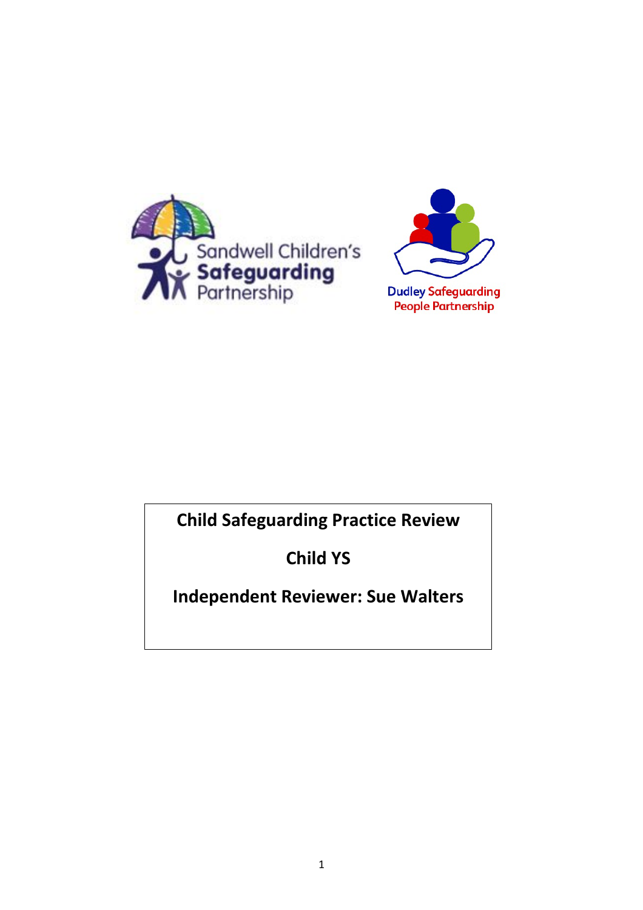Sandwell Children's Safeguarding Partnership

Dudley Safeguarding People Partnership

# Child Safeguarding Practice Review

# Child YS

# Independent Reviewer: Sue Walters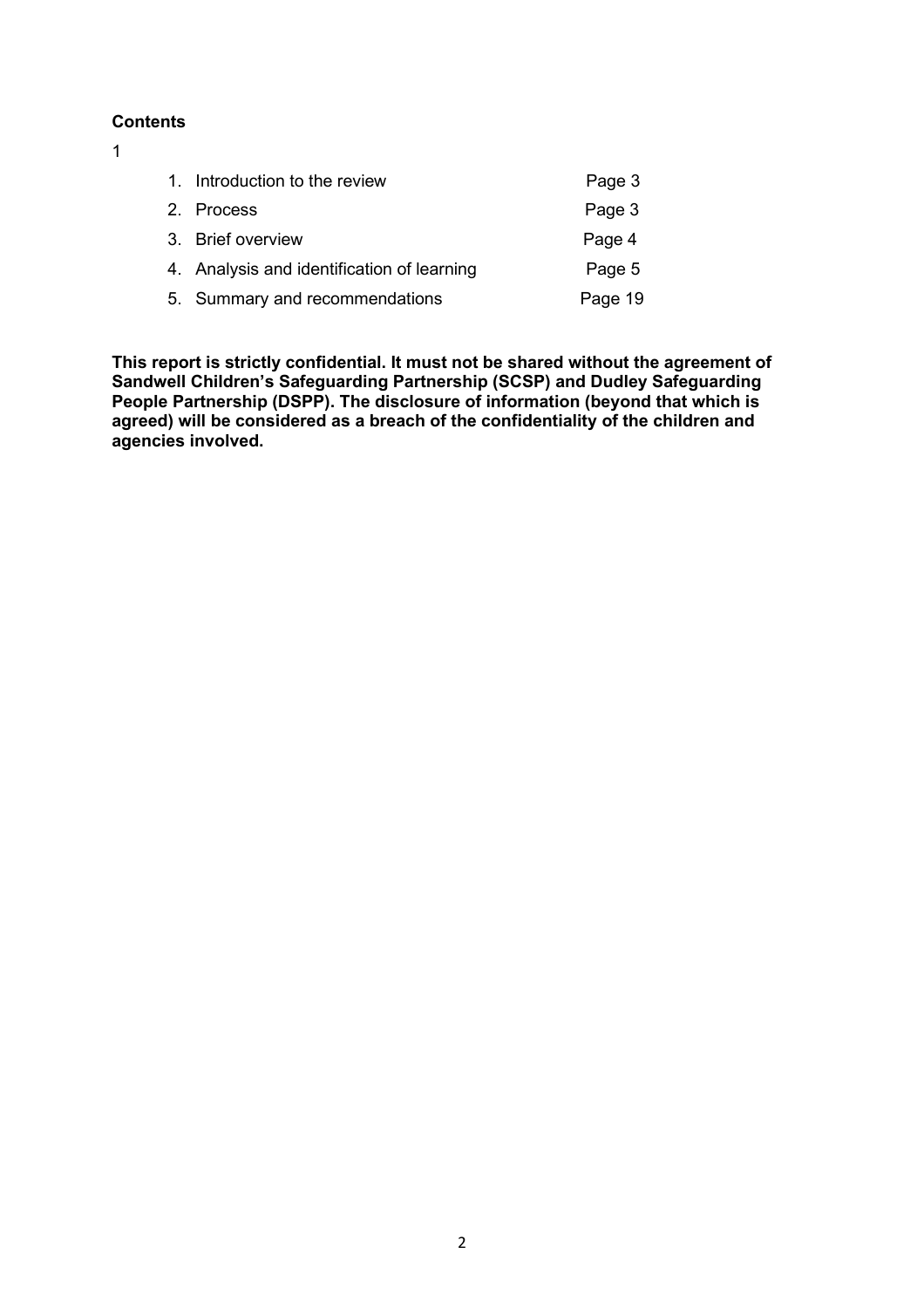**Contents**

1

| | |
|---|---|
| 1. Introduction to the review | Page 3 |
| 2. Process | Page 3 |
| 3. Brief overview | Page 4 |
| 4. Analysis and identification of learning | Page 5 |
| 5. Summary and recommendations | Page 19 |

**This report is strictly confidential. It must not be shared without the agreement of Sandwell Children's Safeguarding Partnership (SCSP) and Dudley Safeguarding People Partnership (DSPP). The disclosure of information (beyond that which is agreed) will be considered as a breach of the confidentiality of the children and agencies involved.**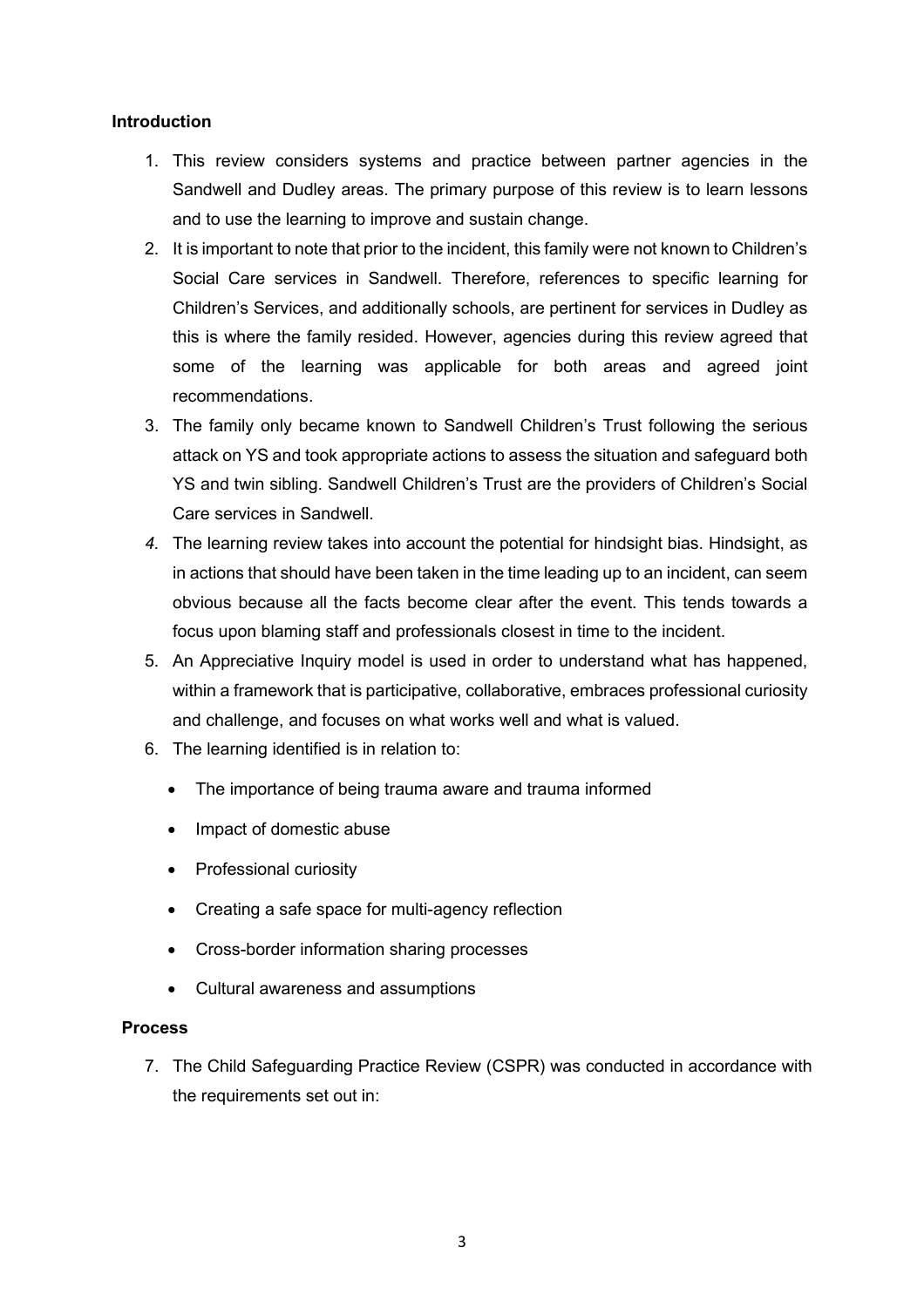**Introduction**

1. This review considers systems and practice between partner agencies in the Sandwell and Dudley areas. The primary purpose of this review is to learn lessons and to use the learning to improve and sustain change.
2. It is important to note that prior to the incident, this family were not known to Children's Social Care services in Sandwell. Therefore, references to specific learning for Children's Services, and additionally schools, are pertinent for services in Dudley as this is where the family resided. However, agencies during this review agreed that some of the learning was applicable for both areas and agreed joint recommendations.
3. The family only became known to Sandwell Children's Trust following the serious attack on YS and took appropriate actions to assess the situation and safeguard both YS and twin sibling. Sandwell Children's Trust are the providers of Children's Social Care services in Sandwell.
4. The learning review takes into account the potential for hindsight bias. Hindsight, as in actions that should have been taken in the time leading up to an incident, can seem obvious because all the facts become clear after the event. This tends towards a focus upon blaming staff and professionals closest in time to the incident.
5. An Appreciative Inquiry model is used in order to understand what has happened, within a framework that is participative, collaborative, embraces professional curiosity and challenge, and focuses on what works well and what is valued.
6. The learning identified is in relation to:
   - The importance of being trauma aware and trauma informed
   - Impact of domestic abuse
   - Professional curiosity
   - Creating a safe space for multi-agency reflection
   - Cross-border information sharing processes
   - Cultural awareness and assumptions

**Process**

7. The Child Safeguarding Practice Review (CSPR) was conducted in accordance with the requirements set out in: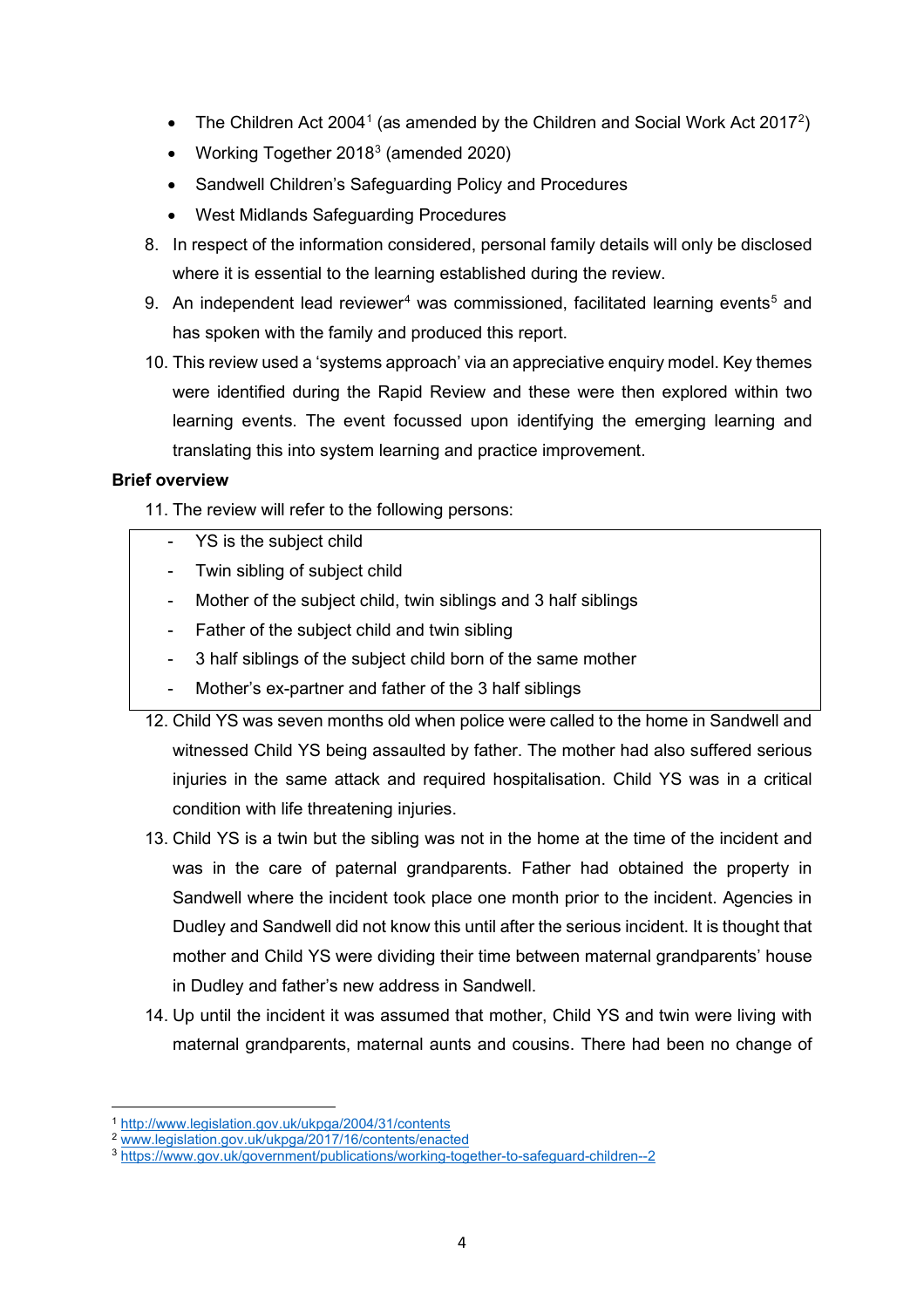- The Children Act 2004[1] (as amended by the Children and Social Work Act 2017[2])
- Working Together 2018[3] (amended 2020)
- Sandwell Children's Safeguarding Policy and Procedures
- West Midlands Safeguarding Procedures

8. In respect of the information considered, personal family details will only be disclosed where it is essential to the learning established during the review.
9. An independent lead reviewer[4] was commissioned, facilitated learning events[5] and has spoken with the family and produced this report.
10. This review used a 'systems approach' via an appreciative enquiry model. Key themes were identified during the Rapid Review and these were then explored within two learning events. The event focussed upon identifying the emerging learning and translating this into system learning and practice improvement.

**Brief overview**

11. The review will refer to the following persons:

- YS is the subject child
- Twin sibling of subject child
- Mother of the subject child, twin siblings and 3 half siblings
- Father of the subject child and twin sibling
- 3 half siblings of the subject child born of the same mother
- Mother's ex-partner and father of the 3 half siblings

12. Child YS was seven months old when police were called to the home in Sandwell and witnessed Child YS being assaulted by father. The mother had also suffered serious injuries in the same attack and required hospitalisation. Child YS was in a critical condition with life threatening injuries.
13. Child YS is a twin but the sibling was not in the home at the time of the incident and was in the care of paternal grandparents. Father had obtained the property in Sandwell where the incident took place one month prior to the incident. Agencies in Dudley and Sandwell did not know this until after the serious incident. It is thought that mother and Child YS were dividing their time between maternal grandparents' house in Dudley and father's new address in Sandwell.
14. Up until the incident it was assumed that mother, Child YS and twin were living with maternal grandparents, maternal aunts and cousins. There had been no change of

---

[1] http://www.legislation.gov.uk/ukpga/2004/31/contents
[2] www.legislation.gov.uk/ukpga/2017/16/contents/enacted
[3] https://www.gov.uk/government/publications/working-together-to-safeguard-children--2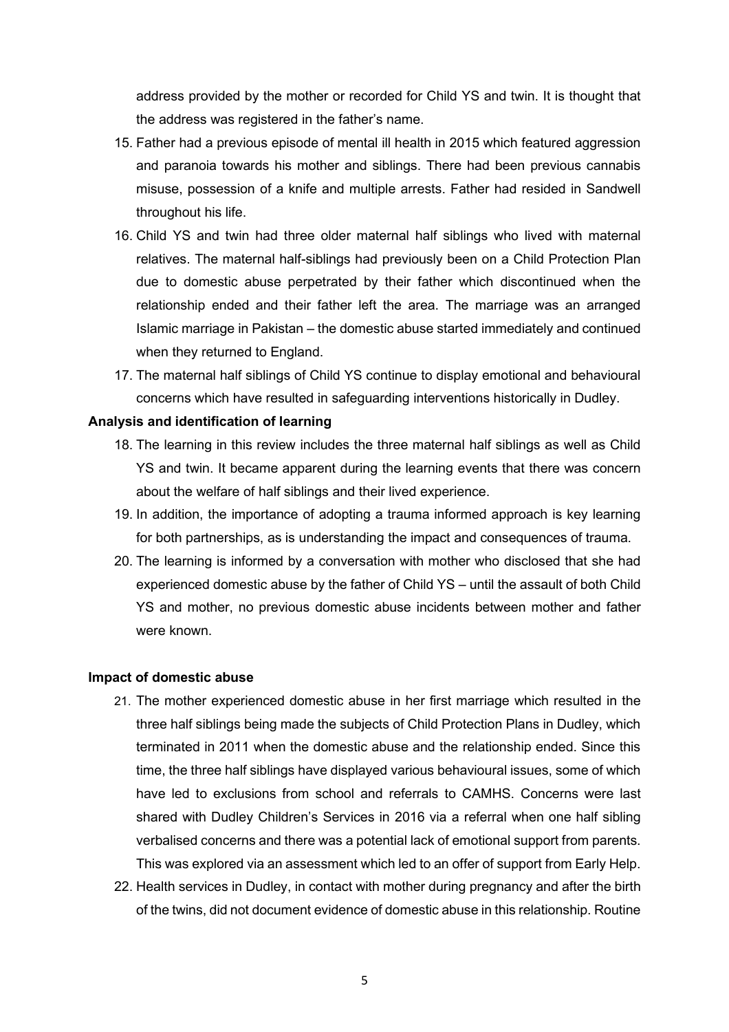address provided by the mother or recorded for Child YS and twin. It is thought that the address was registered in the father's name.

15. Father had a previous episode of mental ill health in 2015 which featured aggression and paranoia towards his mother and siblings. There had been previous cannabis misuse, possession of a knife and multiple arrests. Father had resided in Sandwell throughout his life.
16. Child YS and twin had three older maternal half siblings who lived with maternal relatives. The maternal half-siblings had previously been on a Child Protection Plan due to domestic abuse perpetrated by their father which discontinued when the relationship ended and their father left the area. The marriage was an arranged Islamic marriage in Pakistan – the domestic abuse started immediately and continued when they returned to England.
17. The maternal half siblings of Child YS continue to display emotional and behavioural concerns which have resulted in safeguarding interventions historically in Dudley.

**Analysis and identification of learning**

18. The learning in this review includes the three maternal half siblings as well as Child YS and twin. It became apparent during the learning events that there was concern about the welfare of half siblings and their lived experience.
19. In addition, the importance of adopting a trauma informed approach is key learning for both partnerships, as is understanding the impact and consequences of trauma.
20. The learning is informed by a conversation with mother who disclosed that she had experienced domestic abuse by the father of Child YS – until the assault of both Child YS and mother, no previous domestic abuse incidents between mother and father were known.

**Impact of domestic abuse**

21. The mother experienced domestic abuse in her first marriage which resulted in the three half siblings being made the subjects of Child Protection Plans in Dudley, which terminated in 2011 when the domestic abuse and the relationship ended. Since this time, the three half siblings have displayed various behavioural issues, some of which have led to exclusions from school and referrals to CAMHS. Concerns were last shared with Dudley Children's Services in 2016 via a referral when one half sibling verbalised concerns and there was a potential lack of emotional support from parents. This was explored via an assessment which led to an offer of support from Early Help.
22. Health services in Dudley, in contact with mother during pregnancy and after the birth of the twins, did not document evidence of domestic abuse in this relationship. Routine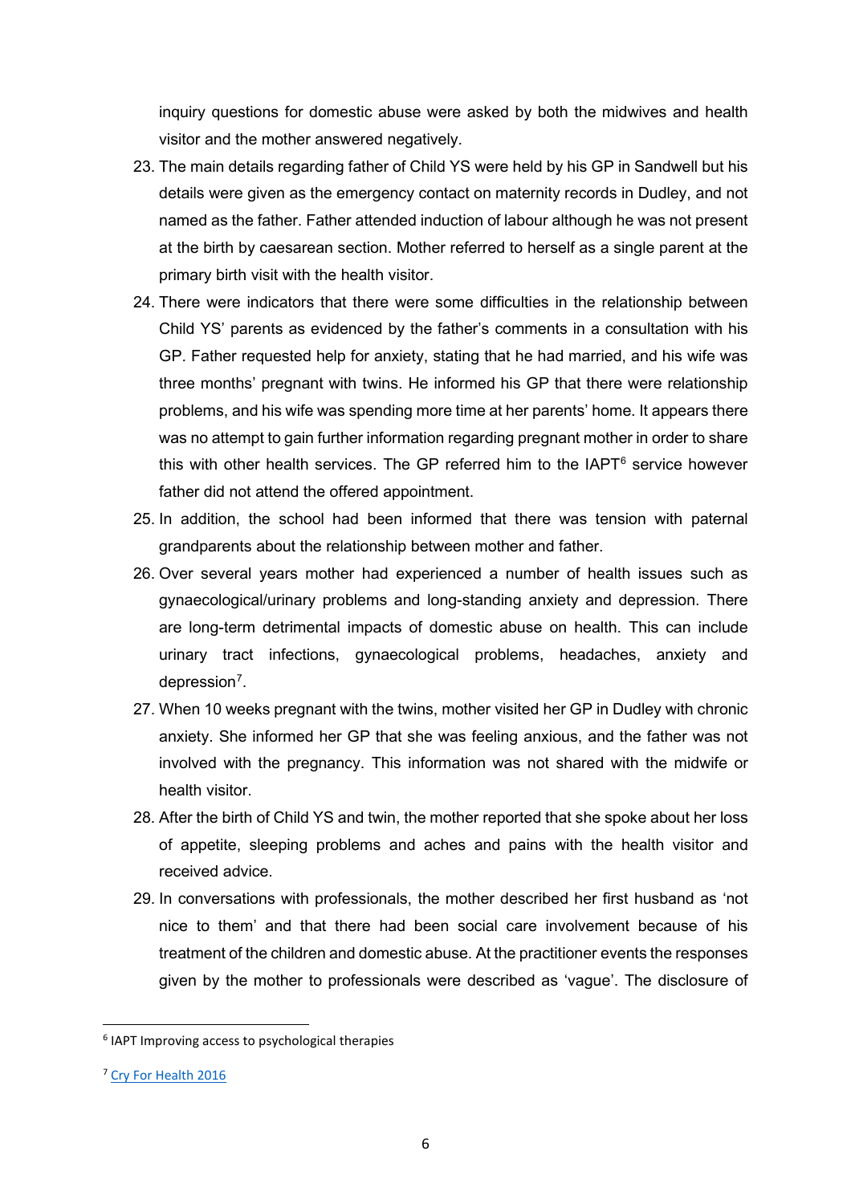inquiry questions for domestic abuse were asked by both the midwives and health visitor and the mother answered negatively.

23. The main details regarding father of Child YS were held by his GP in Sandwell but his details were given as the emergency contact on maternity records in Dudley, and not named as the father. Father attended induction of labour although he was not present at the birth by caesarean section. Mother referred to herself as a single parent at the primary birth visit with the health visitor.
24. There were indicators that there were some difficulties in the relationship between Child YS' parents as evidenced by the father's comments in a consultation with his GP. Father requested help for anxiety, stating that he had married, and his wife was three months' pregnant with twins. He informed his GP that there were relationship problems, and his wife was spending more time at her parents' home. It appears there was no attempt to gain further information regarding pregnant mother in order to share this with other health services. The GP referred him to the IAPT[6] service however father did not attend the offered appointment.
25. In addition, the school had been informed that there was tension with paternal grandparents about the relationship between mother and father.
26. Over several years mother had experienced a number of health issues such as gynaecological/urinary problems and long-standing anxiety and depression. There are long-term detrimental impacts of domestic abuse on health. This can include urinary tract infections, gynaecological problems, headaches, anxiety and depression[7].
27. When 10 weeks pregnant with the twins, mother visited her GP in Dudley with chronic anxiety. She informed her GP that she was feeling anxious, and the father was not involved with the pregnancy. This information was not shared with the midwife or health visitor.
28. After the birth of Child YS and twin, the mother reported that she spoke about her loss of appetite, sleeping problems and aches and pains with the health visitor and received advice.
29. In conversations with professionals, the mother described her first husband as 'not nice to them' and that there had been social care involvement because of his treatment of the children and domestic abuse. At the practitioner events the responses given by the mother to professionals were described as 'vague'. The disclosure of

---

[6] IAPT Improving access to psychological therapies

[7] Cry For Health 2016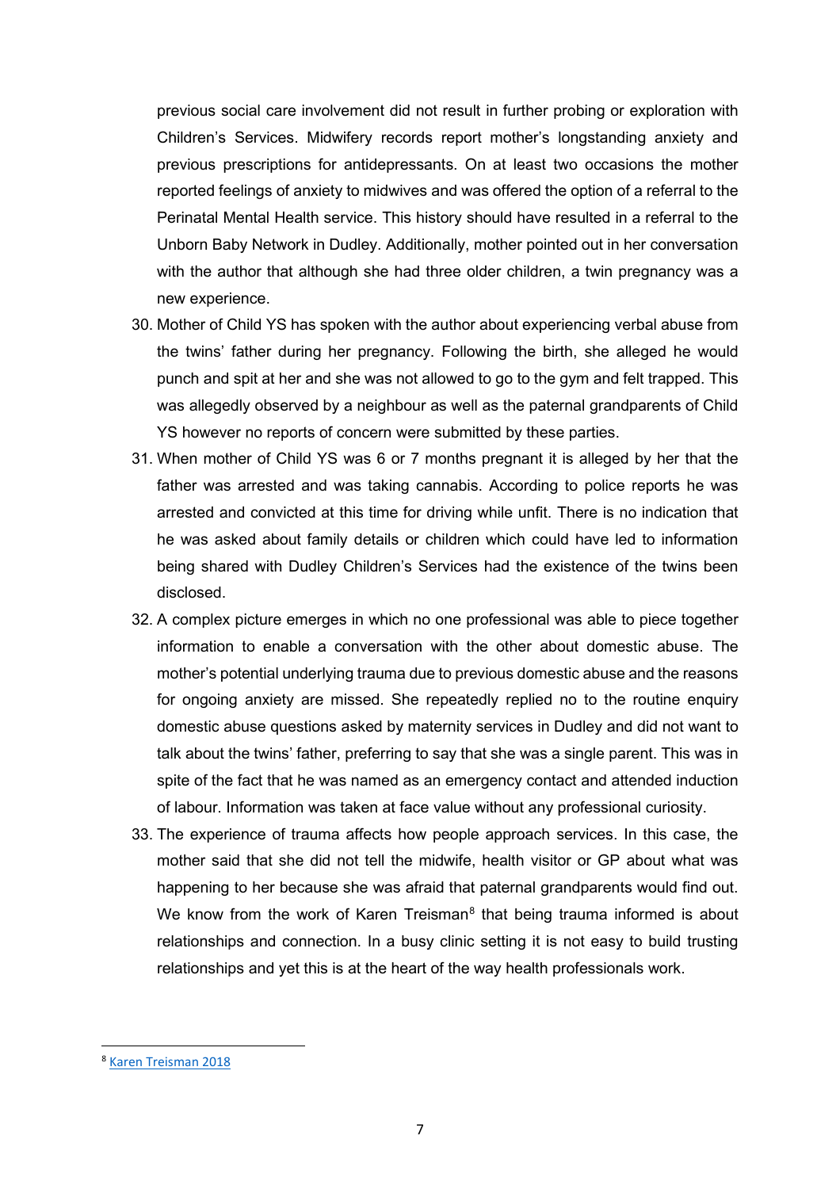previous social care involvement did not result in further probing or exploration with Children's Services. Midwifery records report mother's longstanding anxiety and previous prescriptions for antidepressants. On at least two occasions the mother reported feelings of anxiety to midwives and was offered the option of a referral to the Perinatal Mental Health service. This history should have resulted in a referral to the Unborn Baby Network in Dudley. Additionally, mother pointed out in her conversation with the author that although she had three older children, a twin pregnancy was a new experience.

30. Mother of Child YS has spoken with the author about experiencing verbal abuse from the twins' father during her pregnancy. Following the birth, she alleged he would punch and spit at her and she was not allowed to go to the gym and felt trapped. This was allegedly observed by a neighbour as well as the paternal grandparents of Child YS however no reports of concern were submitted by these parties.
31. When mother of Child YS was 6 or 7 months pregnant it is alleged by her that the father was arrested and was taking cannabis. According to police reports he was arrested and convicted at this time for driving while unfit. There is no indication that he was asked about family details or children which could have led to information being shared with Dudley Children's Services had the existence of the twins been disclosed.
32. A complex picture emerges in which no one professional was able to piece together information to enable a conversation with the other about domestic abuse. The mother's potential underlying trauma due to previous domestic abuse and the reasons for ongoing anxiety are missed. She repeatedly replied no to the routine enquiry domestic abuse questions asked by maternity services in Dudley and did not want to talk about the twins' father, preferring to say that she was a single parent. This was in spite of the fact that he was named as an emergency contact and attended induction of labour. Information was taken at face value without any professional curiosity.
33. The experience of trauma affects how people approach services. In this case, the mother said that she did not tell the midwife, health visitor or GP about what was happening to her because she was afraid that paternal grandparents would find out. We know from the work of Karen Treisman[8] that being trauma informed is about relationships and connection. In a busy clinic setting it is not easy to build trusting relationships and yet this is at the heart of the way health professionals work.

[8] Karen Treisman 2018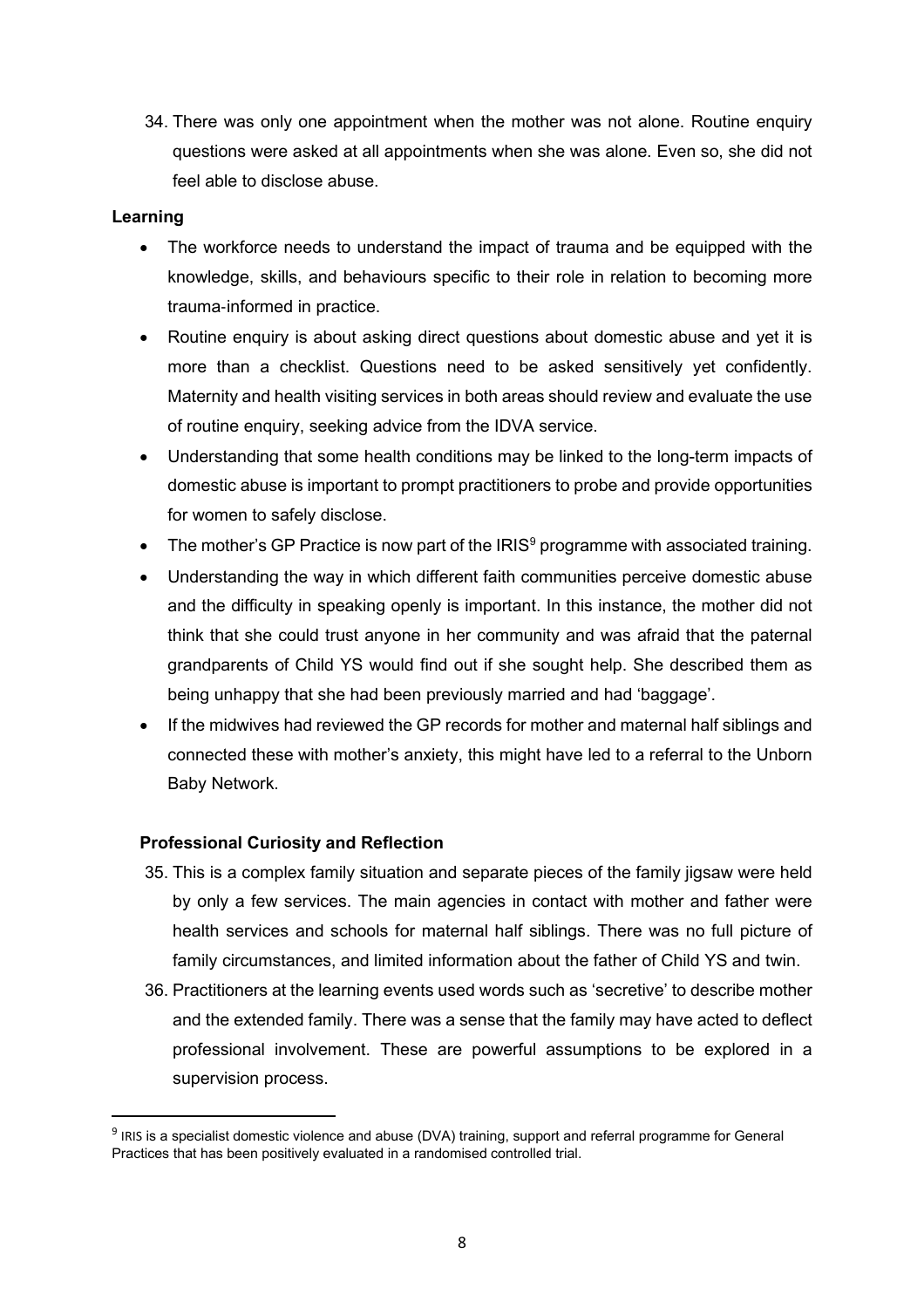34. There was only one appointment when the mother was not alone. Routine enquiry questions were asked at all appointments when she was alone. Even so, she did not feel able to disclose abuse.

**Learning**

- The workforce needs to understand the impact of trauma and be equipped with the knowledge, skills, and behaviours specific to their role in relation to becoming more trauma-informed in practice.
- Routine enquiry is about asking direct questions about domestic abuse and yet it is more than a checklist. Questions need to be asked sensitively yet confidently. Maternity and health visiting services in both areas should review and evaluate the use of routine enquiry, seeking advice from the IDVA service.
- Understanding that some health conditions may be linked to the long-term impacts of domestic abuse is important to prompt practitioners to probe and provide opportunities for women to safely disclose.
- The mother's GP Practice is now part of the IRIS[9] programme with associated training.
- Understanding the way in which different faith communities perceive domestic abuse and the difficulty in speaking openly is important. In this instance, the mother did not think that she could trust anyone in her community and was afraid that the paternal grandparents of Child YS would find out if she sought help. She described them as being unhappy that she had been previously married and had 'baggage'.
- If the midwives had reviewed the GP records for mother and maternal half siblings and connected these with mother's anxiety, this might have led to a referral to the Unborn Baby Network.

**Professional Curiosity and Reflection**

35. This is a complex family situation and separate pieces of the family jigsaw were held by only a few services. The main agencies in contact with mother and father were health services and schools for maternal half siblings. There was no full picture of family circumstances, and limited information about the father of Child YS and twin.

36. Practitioners at the learning events used words such as 'secretive' to describe mother and the extended family. There was a sense that the family may have acted to deflect professional involvement. These are powerful assumptions to be explored in a supervision process.

[9] IRIS is a specialist domestic violence and abuse (DVA) training, support and referral programme for General Practices that has been positively evaluated in a randomised controlled trial.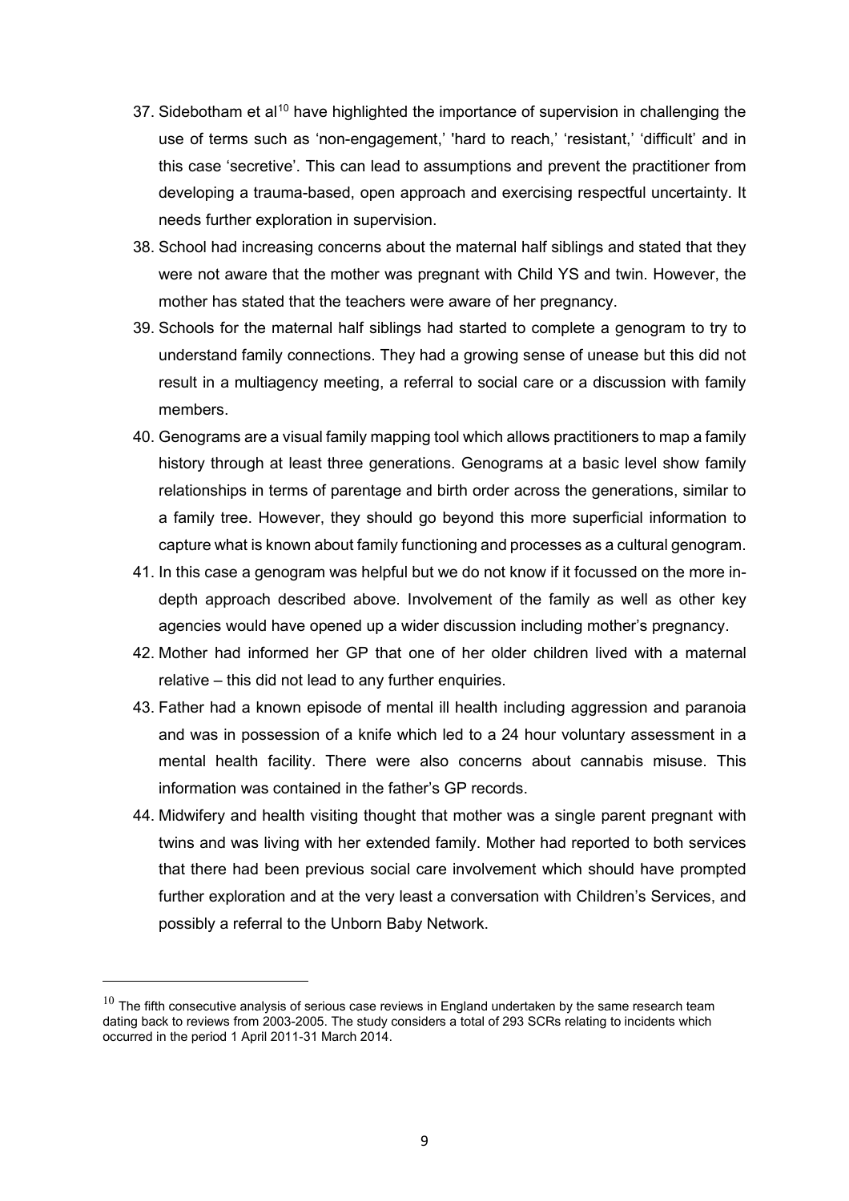37. Sidebotham et al[10] have highlighted the importance of supervision in challenging the use of terms such as 'non-engagement,' 'hard to reach,' 'resistant,' 'difficult' and in this case 'secretive'. This can lead to assumptions and prevent the practitioner from developing a trauma-based, open approach and exercising respectful uncertainty. It needs further exploration in supervision.
38. School had increasing concerns about the maternal half siblings and stated that they were not aware that the mother was pregnant with Child YS and twin. However, the mother has stated that the teachers were aware of her pregnancy.
39. Schools for the maternal half siblings had started to complete a genogram to try to understand family connections. They had a growing sense of unease but this did not result in a multiagency meeting, a referral to social care or a discussion with family members.
40. Genograms are a visual family mapping tool which allows practitioners to map a family history through at least three generations. Genograms at a basic level show family relationships in terms of parentage and birth order across the generations, similar to a family tree. However, they should go beyond this more superficial information to capture what is known about family functioning and processes as a cultural genogram.
41. In this case a genogram was helpful but we do not know if it focussed on the more in-depth approach described above. Involvement of the family as well as other key agencies would have opened up a wider discussion including mother's pregnancy.
42. Mother had informed her GP that one of her older children lived with a maternal relative – this did not lead to any further enquiries.
43. Father had a known episode of mental ill health including aggression and paranoia and was in possession of a knife which led to a 24 hour voluntary assessment in a mental health facility. There were also concerns about cannabis misuse. This information was contained in the father's GP records.
44. Midwifery and health visiting thought that mother was a single parent pregnant with twins and was living with her extended family. Mother had reported to both services that there had been previous social care involvement which should have prompted further exploration and at the very least a conversation with Children's Services, and possibly a referral to the Unborn Baby Network.

---

[10] The fifth consecutive analysis of serious case reviews in England undertaken by the same research team dating back to reviews from 2003-2005. The study considers a total of 293 SCRs relating to incidents which occurred in the period 1 April 2011-31 March 2014.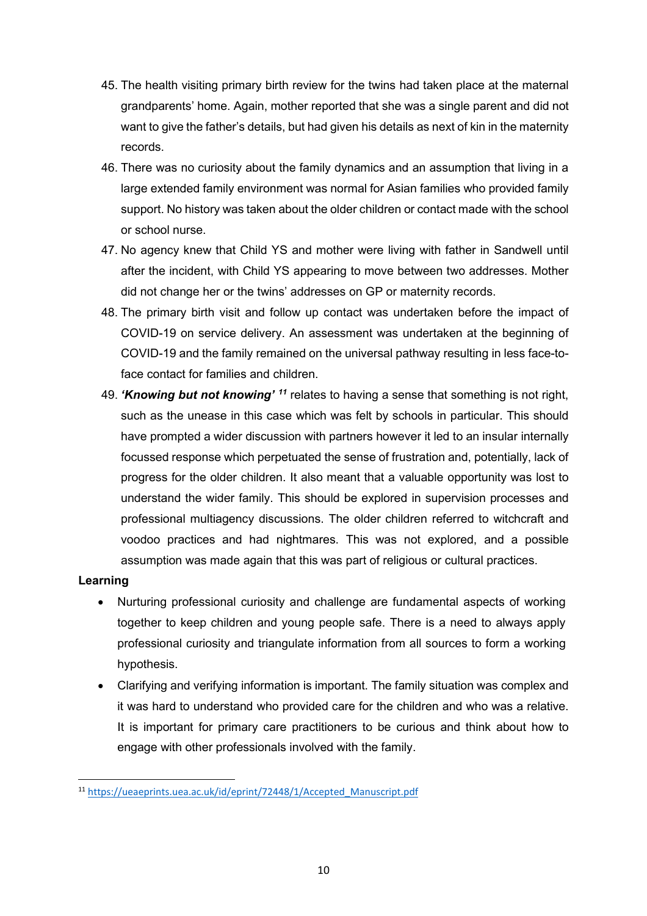45. The health visiting primary birth review for the twins had taken place at the maternal grandparents' home. Again, mother reported that she was a single parent and did not want to give the father's details, but had given his details as next of kin in the maternity records.
46. There was no curiosity about the family dynamics and an assumption that living in a large extended family environment was normal for Asian families who provided family support. No history was taken about the older children or contact made with the school or school nurse.
47. No agency knew that Child YS and mother were living with father in Sandwell until after the incident, with Child YS appearing to move between two addresses. Mother did not change her or the twins' addresses on GP or maternity records.
48. The primary birth visit and follow up contact was undertaken before the impact of COVID-19 on service delivery. An assessment was undertaken at the beginning of COVID-19 and the family remained on the universal pathway resulting in less face-to-face contact for families and children.
49. ***'Knowing but not knowing'*** [11] relates to having a sense that something is not right, such as the unease in this case which was felt by schools in particular. This should have prompted a wider discussion with partners however it led to an insular internally focussed response which perpetuated the sense of frustration and, potentially, lack of progress for the older children. It also meant that a valuable opportunity was lost to understand the wider family. This should be explored in supervision processes and professional multiagency discussions. The older children referred to witchcraft and voodoo practices and had nightmares. This was not explored, and a possible assumption was made again that this was part of religious or cultural practices.

**Learning**

- Nurturing professional curiosity and challenge are fundamental aspects of working together to keep children and young people safe. There is a need to always apply professional curiosity and triangulate information from all sources to form a working hypothesis.
- Clarifying and verifying information is important. The family situation was complex and it was hard to understand who provided care for the children and who was a relative. It is important for primary care practitioners to be curious and think about how to engage with other professionals involved with the family.

[11] https://ueaeprints.uea.ac.uk/id/eprint/72448/1/Accepted_Manuscript.pdf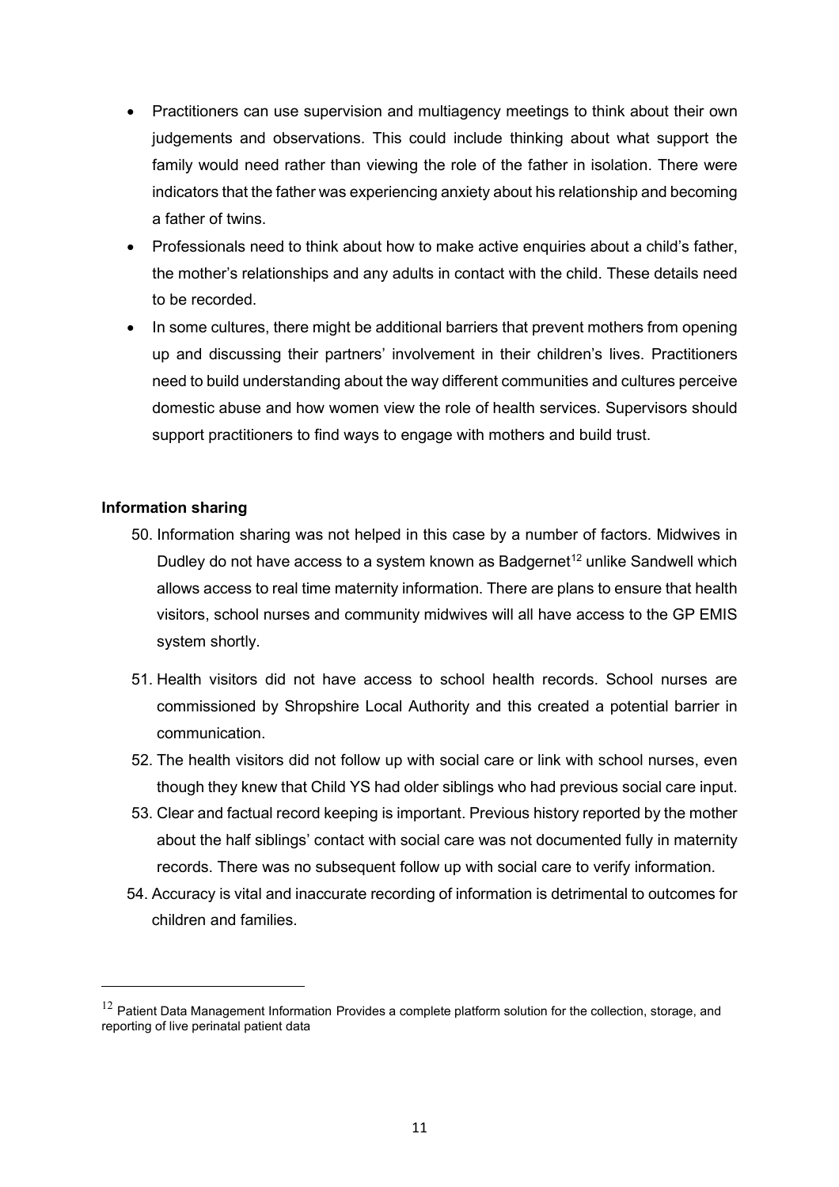- Practitioners can use supervision and multiagency meetings to think about their own judgements and observations. This could include thinking about what support the family would need rather than viewing the role of the father in isolation. There were indicators that the father was experiencing anxiety about his relationship and becoming a father of twins.
- Professionals need to think about how to make active enquiries about a child's father, the mother's relationships and any adults in contact with the child. These details need to be recorded.
- In some cultures, there might be additional barriers that prevent mothers from opening up and discussing their partners' involvement in their children's lives. Practitioners need to build understanding about the way different communities and cultures perceive domestic abuse and how women view the role of health services. Supervisors should support practitioners to find ways to engage with mothers and build trust.

**Information sharing**

50. Information sharing was not helped in this case by a number of factors. Midwives in Dudley do not have access to a system known as Badgernet[12] unlike Sandwell which allows access to real time maternity information. There are plans to ensure that health visitors, school nurses and community midwives will all have access to the GP EMIS system shortly.

51. Health visitors did not have access to school health records. School nurses are commissioned by Shropshire Local Authority and this created a potential barrier in communication.

52. The health visitors did not follow up with social care or link with school nurses, even though they knew that Child YS had older siblings who had previous social care input.

53. Clear and factual record keeping is important. Previous history reported by the mother about the half siblings' contact with social care was not documented fully in maternity records. There was no subsequent follow up with social care to verify information.

54. Accuracy is vital and inaccurate recording of information is detrimental to outcomes for children and families.

[12] Patient Data Management Information Provides a complete platform solution for the collection, storage, and reporting of live perinatal patient data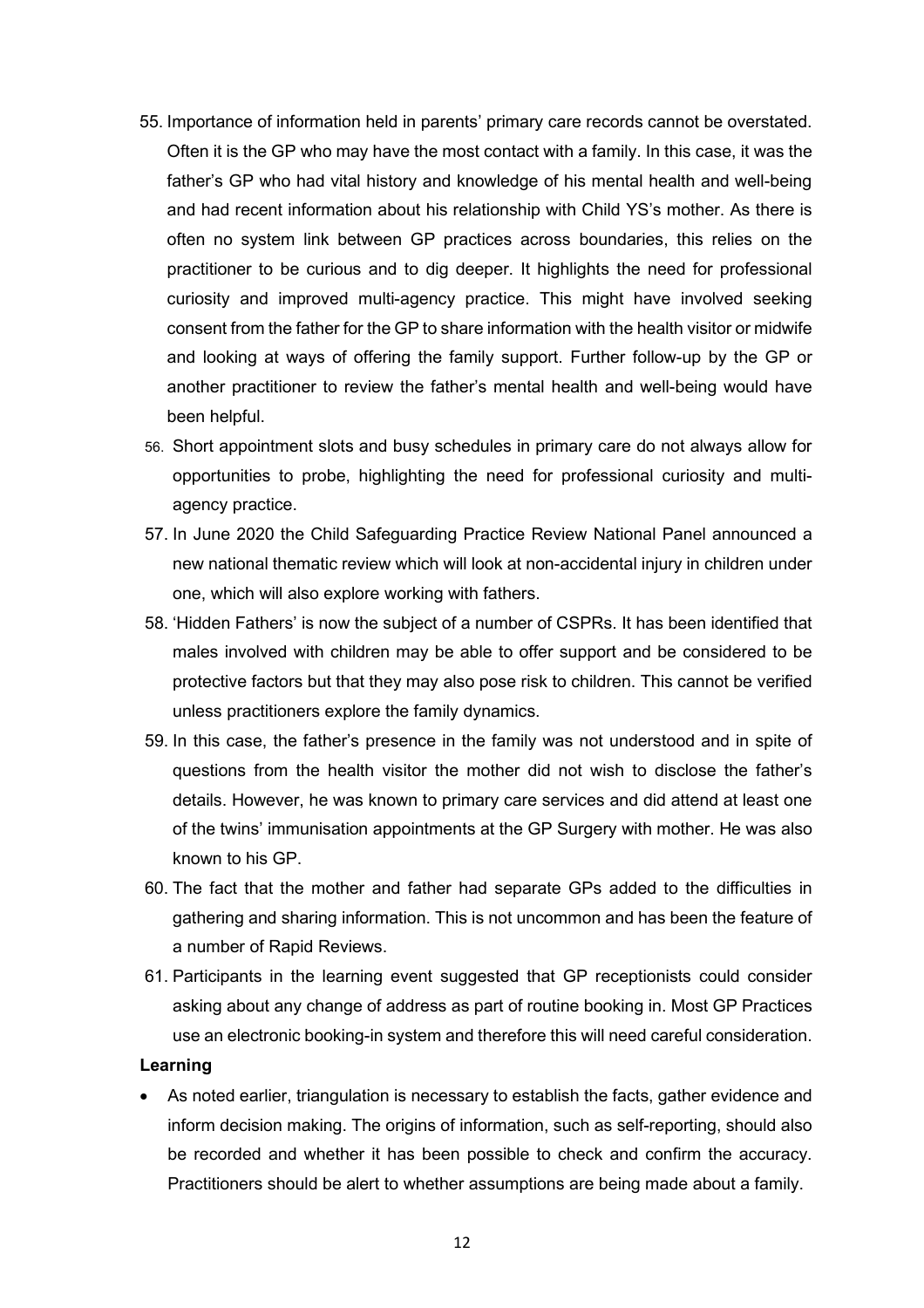55. Importance of information held in parents' primary care records cannot be overstated. Often it is the GP who may have the most contact with a family. In this case, it was the father's GP who had vital history and knowledge of his mental health and well-being and had recent information about his relationship with Child YS's mother. As there is often no system link between GP practices across boundaries, this relies on the practitioner to be curious and to dig deeper. It highlights the need for professional curiosity and improved multi-agency practice. This might have involved seeking consent from the father for the GP to share information with the health visitor or midwife and looking at ways of offering the family support. Further follow-up by the GP or another practitioner to review the father's mental health and well-being would have been helpful.
56. Short appointment slots and busy schedules in primary care do not always allow for opportunities to probe, highlighting the need for professional curiosity and multi-agency practice.
57. In June 2020 the Child Safeguarding Practice Review National Panel announced a new national thematic review which will look at non-accidental injury in children under one, which will also explore working with fathers.
58. 'Hidden Fathers' is now the subject of a number of CSPRs. It has been identified that males involved with children may be able to offer support and be considered to be protective factors but that they may also pose risk to children. This cannot be verified unless practitioners explore the family dynamics.
59. In this case, the father's presence in the family was not understood and in spite of questions from the health visitor the mother did not wish to disclose the father's details. However, he was known to primary care services and did attend at least one of the twins' immunisation appointments at the GP Surgery with mother. He was also known to his GP.
60. The fact that the mother and father had separate GPs added to the difficulties in gathering and sharing information. This is not uncommon and has been the feature of a number of Rapid Reviews.
61. Participants in the learning event suggested that GP receptionists could consider asking about any change of address as part of routine booking in. Most GP Practices use an electronic booking-in system and therefore this will need careful consideration.

**Learning**

- As noted earlier, triangulation is necessary to establish the facts, gather evidence and inform decision making. The origins of information, such as self-reporting, should also be recorded and whether it has been possible to check and confirm the accuracy. Practitioners should be alert to whether assumptions are being made about a family.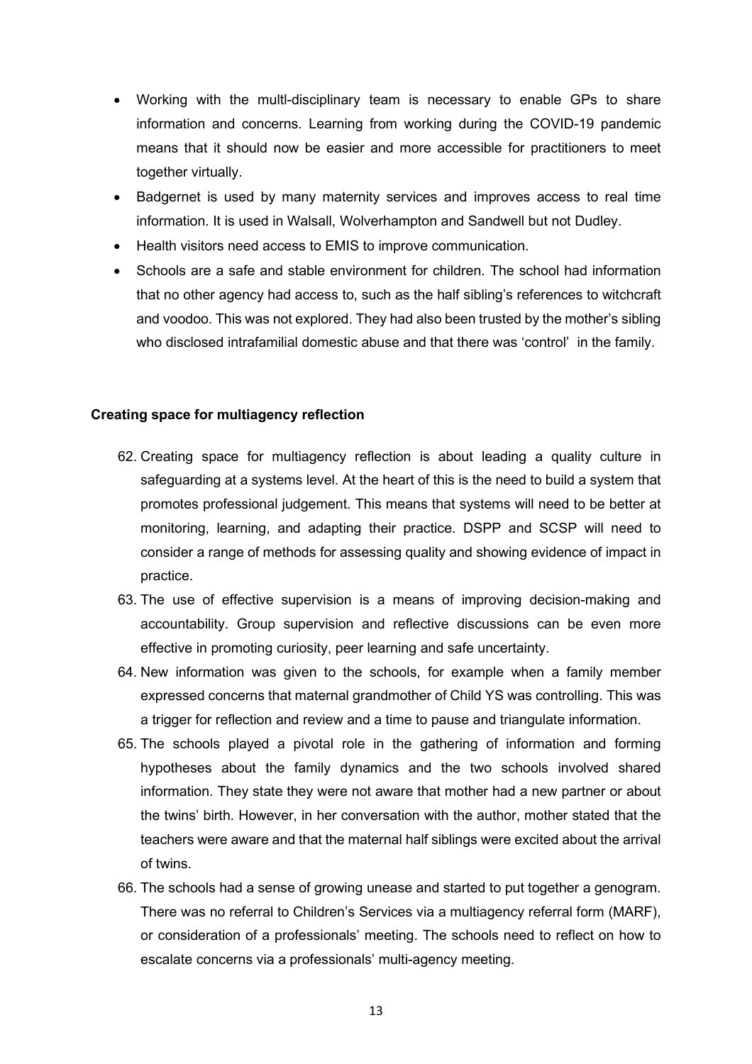- Working with the multl-disciplinary team is necessary to enable GPs to share information and concerns. Learning from working during the COVID-19 pandemic means that it should now be easier and more accessible for practitioners to meet together virtually.
- Badgernet is used by many maternity services and improves access to real time information. It is used in Walsall, Wolverhampton and Sandwell but not Dudley.
- Health visitors need access to EMIS to improve communication.
- Schools are a safe and stable environment for children. The school had information that no other agency had access to, such as the half sibling's references to witchcraft and voodoo. This was not explored. They had also been trusted by the mother's sibling who disclosed intrafamilial domestic abuse and that there was 'control' in the family.

**Creating space for multiagency reflection**

62. Creating space for multiagency reflection is about leading a quality culture in safeguarding at a systems level. At the heart of this is the need to build a system that promotes professional judgement. This means that systems will need to be better at monitoring, learning, and adapting their practice. DSPP and SCSP will need to consider a range of methods for assessing quality and showing evidence of impact in practice.
63. The use of effective supervision is a means of improving decision-making and accountability. Group supervision and reflective discussions can be even more effective in promoting curiosity, peer learning and safe uncertainty.
64. New information was given to the schools, for example when a family member expressed concerns that maternal grandmother of Child YS was controlling. This was a trigger for reflection and review and a time to pause and triangulate information.
65. The schools played a pivotal role in the gathering of information and forming hypotheses about the family dynamics and the two schools involved shared information. They state they were not aware that mother had a new partner or about the twins' birth. However, in her conversation with the author, mother stated that the teachers were aware and that the maternal half siblings were excited about the arrival of twins.
66. The schools had a sense of growing unease and started to put together a genogram. There was no referral to Children's Services via a multiagency referral form (MARF), or consideration of a professionals' meeting. The schools need to reflect on how to escalate concerns via a professionals' multi-agency meeting.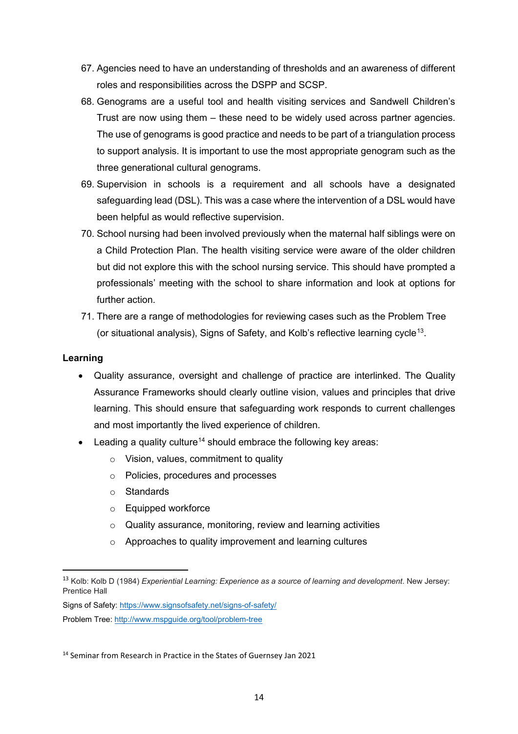67. Agencies need to have an understanding of thresholds and an awareness of different roles and responsibilities across the DSPP and SCSP.
68. Genograms are a useful tool and health visiting services and Sandwell Children's Trust are now using them – these need to be widely used across partner agencies. The use of genograms is good practice and needs to be part of a triangulation process to support analysis. It is important to use the most appropriate genogram such as the three generational cultural genograms.
69. Supervision in schools is a requirement and all schools have a designated safeguarding lead (DSL). This was a case where the intervention of a DSL would have been helpful as would reflective supervision.
70. School nursing had been involved previously when the maternal half siblings were on a Child Protection Plan. The health visiting service were aware of the older children but did not explore this with the school nursing service. This should have prompted a professionals' meeting with the school to share information and look at options for further action.
71. There are a range of methodologies for reviewing cases such as the Problem Tree (or situational analysis), Signs of Safety, and Kolb's reflective learning cycle[13].

**Learning**

- Quality assurance, oversight and challenge of practice are interlinked. The Quality Assurance Frameworks should clearly outline vision, values and principles that drive learning. This should ensure that safeguarding work responds to current challenges and most importantly the lived experience of children.
- Leading a quality culture[14] should embrace the following key areas:
    - Vision, values, commitment to quality
    - Policies, procedures and processes
    - Standards
    - Equipped workforce
    - Quality assurance, monitoring, review and learning activities
    - Approaches to quality improvement and learning cultures

---

[13] Kolb: Kolb D (1984) *Experiential Learning: Experience as a source of learning and development*. New Jersey: Prentice Hall

Signs of Safety: https://www.signsofsafety.net/signs-of-safety/

Problem Tree: http://www.mspguide.org/tool/problem-tree

[14] Seminar from Research in Practice in the States of Guernsey Jan 2021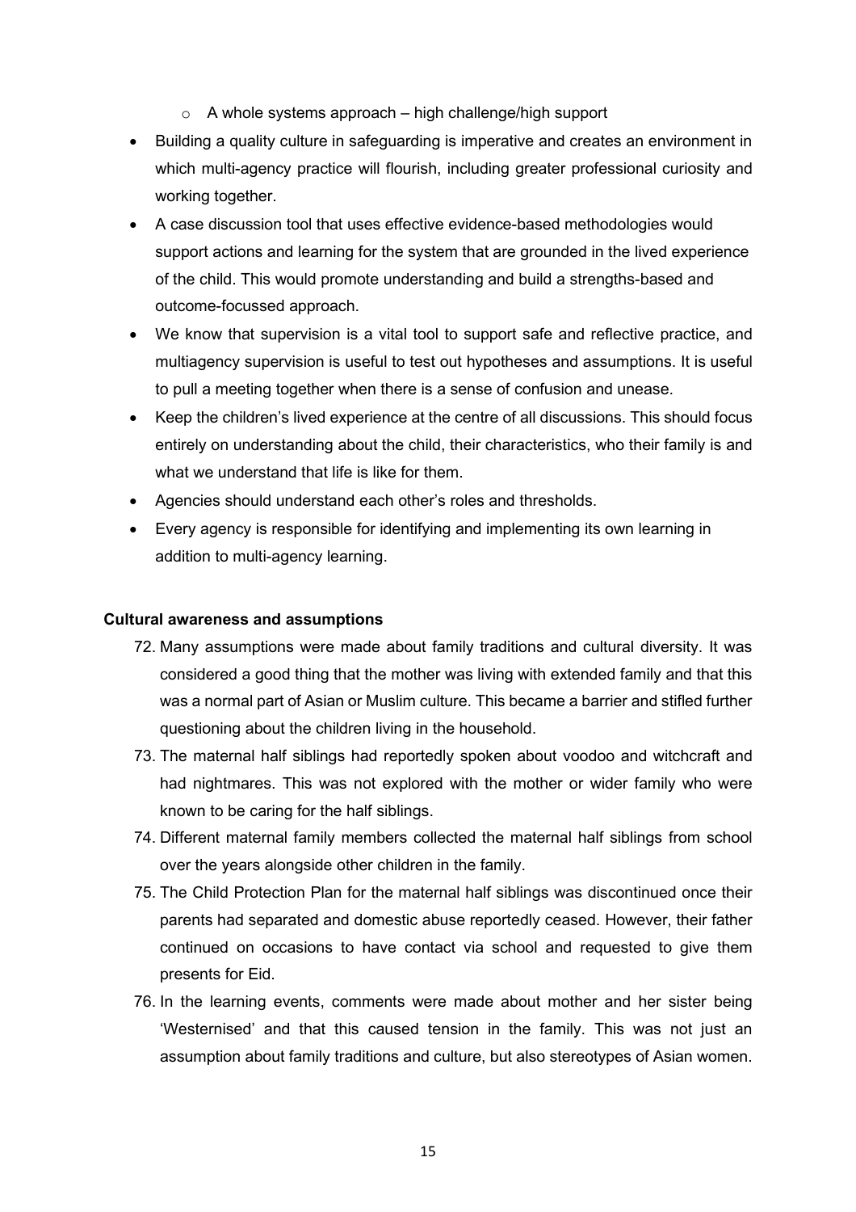- A whole systems approach – high challenge/high support
- Building a quality culture in safeguarding is imperative and creates an environment in which multi-agency practice will flourish, including greater professional curiosity and working together.
- A case discussion tool that uses effective evidence-based methodologies would support actions and learning for the system that are grounded in the lived experience of the child. This would promote understanding and build a strengths-based and outcome-focussed approach.
- We know that supervision is a vital tool to support safe and reflective practice, and multiagency supervision is useful to test out hypotheses and assumptions. It is useful to pull a meeting together when there is a sense of confusion and unease.
- Keep the children's lived experience at the centre of all discussions. This should focus entirely on understanding about the child, their characteristics, who their family is and what we understand that life is like for them.
- Agencies should understand each other's roles and thresholds.
- Every agency is responsible for identifying and implementing its own learning in addition to multi-agency learning.

**Cultural awareness and assumptions**

72. Many assumptions were made about family traditions and cultural diversity. It was considered a good thing that the mother was living with extended family and that this was a normal part of Asian or Muslim culture. This became a barrier and stifled further questioning about the children living in the household.
73. The maternal half siblings had reportedly spoken about voodoo and witchcraft and had nightmares. This was not explored with the mother or wider family who were known to be caring for the half siblings.
74. Different maternal family members collected the maternal half siblings from school over the years alongside other children in the family.
75. The Child Protection Plan for the maternal half siblings was discontinued once their parents had separated and domestic abuse reportedly ceased. However, their father continued on occasions to have contact via school and requested to give them presents for Eid.
76. In the learning events, comments were made about mother and her sister being 'Westernised' and that this caused tension in the family. This was not just an assumption about family traditions and culture, but also stereotypes of Asian women.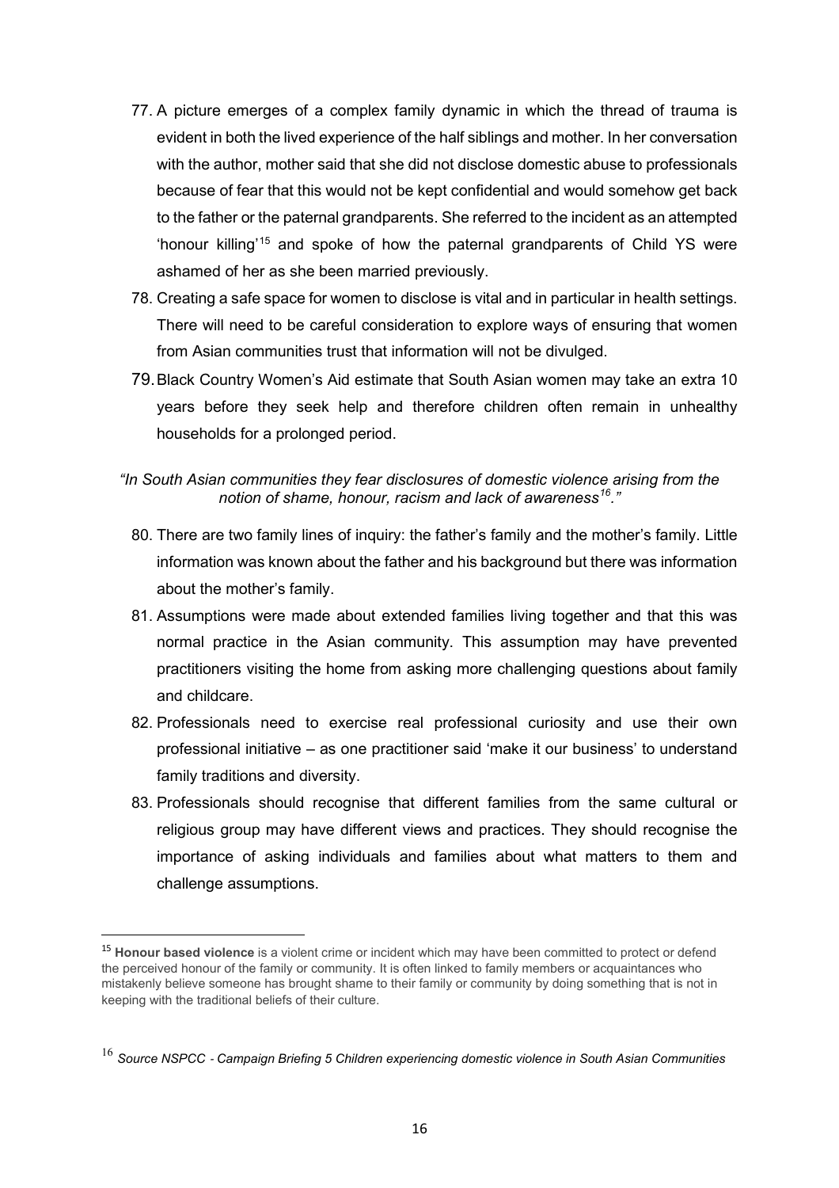77. A picture emerges of a complex family dynamic in which the thread of trauma is evident in both the lived experience of the half siblings and mother. In her conversation with the author, mother said that she did not disclose domestic abuse to professionals because of fear that this would not be kept confidential and would somehow get back to the father or the paternal grandparents. She referred to the incident as an attempted 'honour killing'[15] and spoke of how the paternal grandparents of Child YS were ashamed of her as she been married previously.
78. Creating a safe space for women to disclose is vital and in particular in health settings. There will need to be careful consideration to explore ways of ensuring that women from Asian communities trust that information will not be divulged.
79. Black Country Women's Aid estimate that South Asian women may take an extra 10 years before they seek help and therefore children often remain in unhealthy households for a prolonged period.

*"In South Asian communities they fear disclosures of domestic violence arising from the notion of shame, honour, racism and lack of awareness[16]."*

80. There are two family lines of inquiry: the father's family and the mother's family. Little information was known about the father and his background but there was information about the mother's family.
81. Assumptions were made about extended families living together and that this was normal practice in the Asian community. This assumption may have prevented practitioners visiting the home from asking more challenging questions about family and childcare.
82. Professionals need to exercise real professional curiosity and use their own professional initiative – as one practitioner said 'make it our business' to understand family traditions and diversity.
83. Professionals should recognise that different families from the same cultural or religious group may have different views and practices. They should recognise the importance of asking individuals and families about what matters to them and challenge assumptions.

---

[15] **Honour based violence** is a violent crime or incident which may have been committed to protect or defend the perceived honour of the family or community. It is often linked to family members or acquaintances who mistakenly believe someone has brought shame to their family or community by doing something that is not in keeping with the traditional beliefs of their culture.

[16] *Source NSPCC - Campaign Briefing 5 Children experiencing domestic violence in South Asian Communities*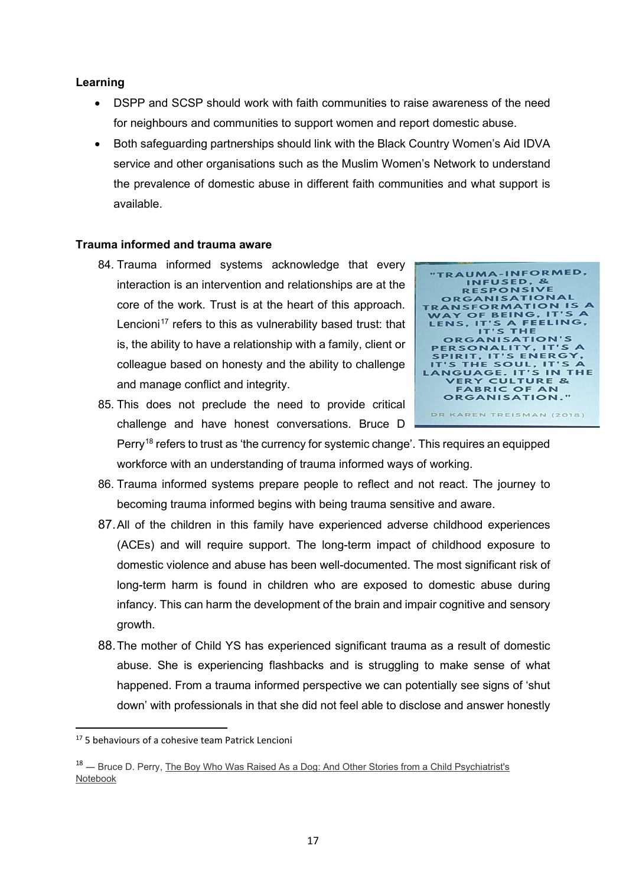**Learning**

- DSPP and SCSP should work with faith communities to raise awareness of the need for neighbours and communities to support women and report domestic abuse.
- Both safeguarding partnerships should link with the Black Country Women's Aid IDVA service and other organisations such as the Muslim Women's Network to understand the prevalence of domestic abuse in different faith communities and what support is available.

**Trauma informed and trauma aware**

84. Trauma informed systems acknowledge that every interaction is an intervention and relationships are at the core of the work. Trust is at the heart of this approach. Lencioni[17] refers to this as vulnerability based trust: that is, the ability to have a relationship with a family, client or colleague based on honesty and the ability to challenge and manage conflict and integrity.

"TRAUMA-INFORMED, INFUSED, & RESPONSIVE ORGANISATIONAL TRANSFORMATION IS A WAY OF BEING, IT'S A LENS, IT'S A FEELING, IT'S THE ORGANISATION'S PERSONALITY, IT'S A SPIRIT, IT'S ENERGY, IT'S THE SOUL, IT'S A LANGUAGE. IT'S IN THE VERY CULTURE & FABRIC OF AN ORGANISATION."

DR KAREN TREISMAN (2018)

85. This does not preclude the need to provide critical challenge and have honest conversations. Bruce D Perry[18] refers to trust as 'the currency for systemic change'. This requires an equipped workforce with an understanding of trauma informed ways of working.
86. Trauma informed systems prepare people to reflect and not react. The journey to becoming trauma informed begins with being trauma sensitive and aware.
87. All of the children in this family have experienced adverse childhood experiences (ACEs) and will require support. The long-term impact of childhood exposure to domestic violence and abuse has been well-documented. The most significant risk of long-term harm is found in children who are exposed to domestic abuse during infancy. This can harm the development of the brain and impair cognitive and sensory growth.
88. The mother of Child YS has experienced significant trauma as a result of domestic abuse. She is experiencing flashbacks and is struggling to make sense of what happened. From a trauma informed perspective we can potentially see signs of 'shut down' with professionals in that she did not feel able to disclose and answer honestly

---

[17] 5 behaviours of a cohesive team Patrick Lencioni

[18] — Bruce D. Perry, The Boy Who Was Raised As a Dog: And Other Stories from a Child Psychiatrist's Notebook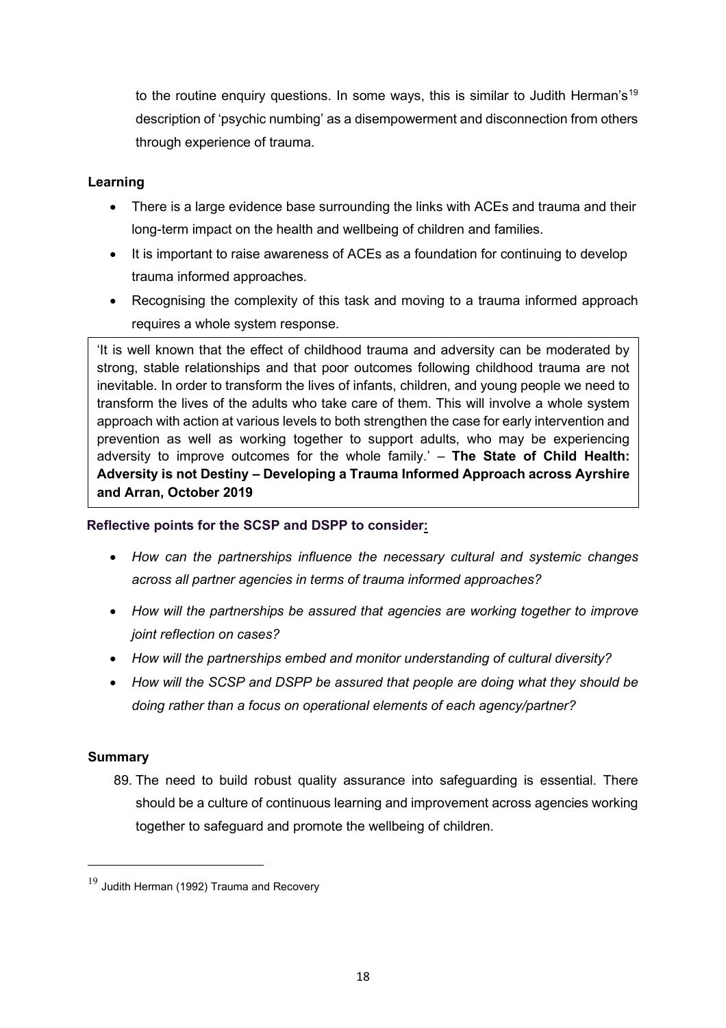to the routine enquiry questions. In some ways, this is similar to Judith Herman's[19] description of 'psychic numbing' as a disempowerment and disconnection from others through experience of trauma.

**Learning**

- There is a large evidence base surrounding the links with ACEs and trauma and their long-term impact on the health and wellbeing of children and families.
- It is important to raise awareness of ACEs as a foundation for continuing to develop trauma informed approaches.
- Recognising the complexity of this task and moving to a trauma informed approach requires a whole system response.

> 'It is well known that the effect of childhood trauma and adversity can be moderated by strong, stable relationships and that poor outcomes following childhood trauma are not inevitable. In order to transform the lives of infants, children, and young people we need to transform the lives of the adults who take care of them. This will involve a whole system approach with action at various levels to both strengthen the case for early intervention and prevention as well as working together to support adults, who may be experiencing adversity to improve outcomes for the whole family.' – **The State of Child Health: Adversity is not Destiny – Developing a Trauma Informed Approach across Ayrshire and Arran, October 2019**

**Reflective points for the SCSP and DSPP to consider:**

- *How can the partnerships influence the necessary cultural and systemic changes across all partner agencies in terms of trauma informed approaches?*
- *How will the partnerships be assured that agencies are working together to improve joint reflection on cases?*
- *How will the partnerships embed and monitor understanding of cultural diversity?*
- *How will the SCSP and DSPP be assured that people are doing what they should be doing rather than a focus on operational elements of each agency/partner?*

**Summary**

89. The need to build robust quality assurance into safeguarding is essential. There should be a culture of continuous learning and improvement across agencies working together to safeguard and promote the wellbeing of children.

[19] Judith Herman (1992) Trauma and Recovery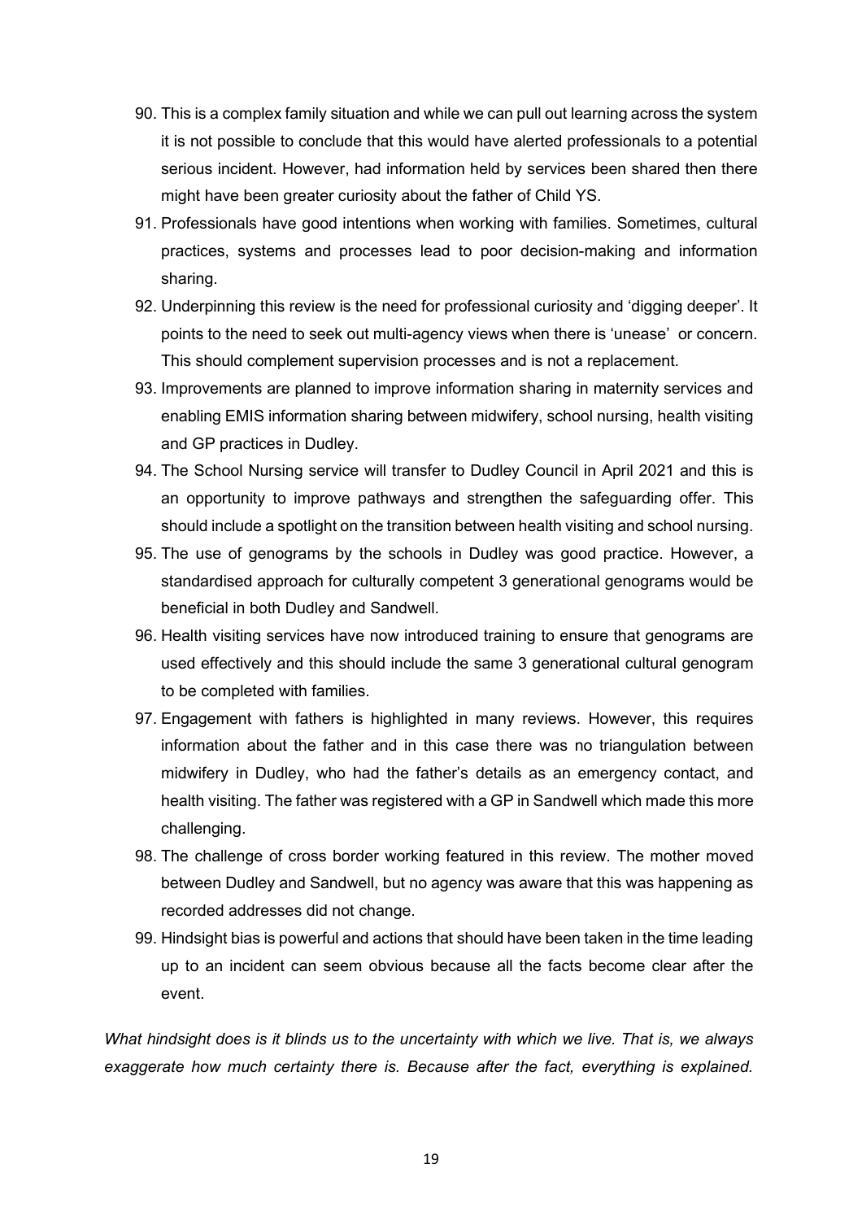90. This is a complex family situation and while we can pull out learning across the system it is not possible to conclude that this would have alerted professionals to a potential serious incident. However, had information held by services been shared then there might have been greater curiosity about the father of Child YS.
91. Professionals have good intentions when working with families. Sometimes, cultural practices, systems and processes lead to poor decision-making and information sharing.
92. Underpinning this review is the need for professional curiosity and 'digging deeper'. It points to the need to seek out multi-agency views when there is 'unease' or concern. This should complement supervision processes and is not a replacement.
93. Improvements are planned to improve information sharing in maternity services and enabling EMIS information sharing between midwifery, school nursing, health visiting and GP practices in Dudley.
94. The School Nursing service will transfer to Dudley Council in April 2021 and this is an opportunity to improve pathways and strengthen the safeguarding offer. This should include a spotlight on the transition between health visiting and school nursing.
95. The use of genograms by the schools in Dudley was good practice. However, a standardised approach for culturally competent 3 generational genograms would be beneficial in both Dudley and Sandwell.
96. Health visiting services have now introduced training to ensure that genograms are used effectively and this should include the same 3 generational cultural genogram to be completed with families.
97. Engagement with fathers is highlighted in many reviews. However, this requires information about the father and in this case there was no triangulation between midwifery in Dudley, who had the father's details as an emergency contact, and health visiting. The father was registered with a GP in Sandwell which made this more challenging.
98. The challenge of cross border working featured in this review. The mother moved between Dudley and Sandwell, but no agency was aware that this was happening as recorded addresses did not change.
99. Hindsight bias is powerful and actions that should have been taken in the time leading up to an incident can seem obvious because all the facts become clear after the event.

*What hindsight does is it blinds us to the uncertainty with which we live. That is, we always exaggerate how much certainty there is. Because after the fact, everything is explained.*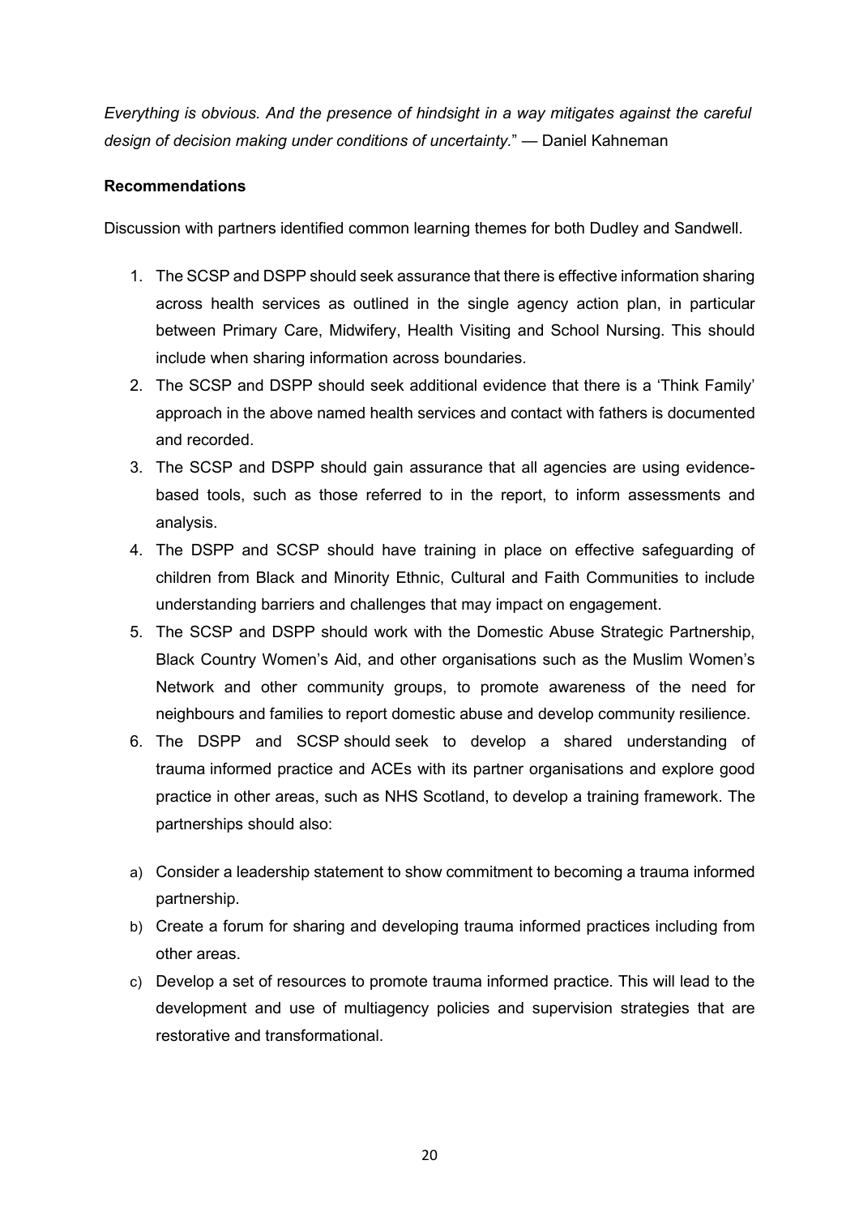*Everything is obvious. And the presence of hindsight in a way mitigates against the careful design of decision making under conditions of uncertainty.*" — Daniel Kahneman

**Recommendations**

Discussion with partners identified common learning themes for both Dudley and Sandwell.

1. The SCSP and DSPP should seek assurance that there is effective information sharing across health services as outlined in the single agency action plan, in particular between Primary Care, Midwifery, Health Visiting and School Nursing. This should include when sharing information across boundaries.
2. The SCSP and DSPP should seek additional evidence that there is a 'Think Family' approach in the above named health services and contact with fathers is documented and recorded.
3. The SCSP and DSPP should gain assurance that all agencies are using evidence-based tools, such as those referred to in the report, to inform assessments and analysis.
4. The DSPP and SCSP should have training in place on effective safeguarding of children from Black and Minority Ethnic, Cultural and Faith Communities to include understanding barriers and challenges that may impact on engagement.
5. The SCSP and DSPP should work with the Domestic Abuse Strategic Partnership, Black Country Women's Aid, and other organisations such as the Muslim Women's Network and other community groups, to promote awareness of the need for neighbours and families to report domestic abuse and develop community resilience.
6. The DSPP and SCSP should seek to develop a shared understanding of trauma informed practice and ACEs with its partner organisations and explore good practice in other areas, such as NHS Scotland, to develop a training framework. The partnerships should also:

a) Consider a leadership statement to show commitment to becoming a trauma informed partnership.

b) Create a forum for sharing and developing trauma informed practices including from other areas.

c) Develop a set of resources to promote trauma informed practice. This will lead to the development and use of multiagency policies and supervision strategies that are restorative and transformational.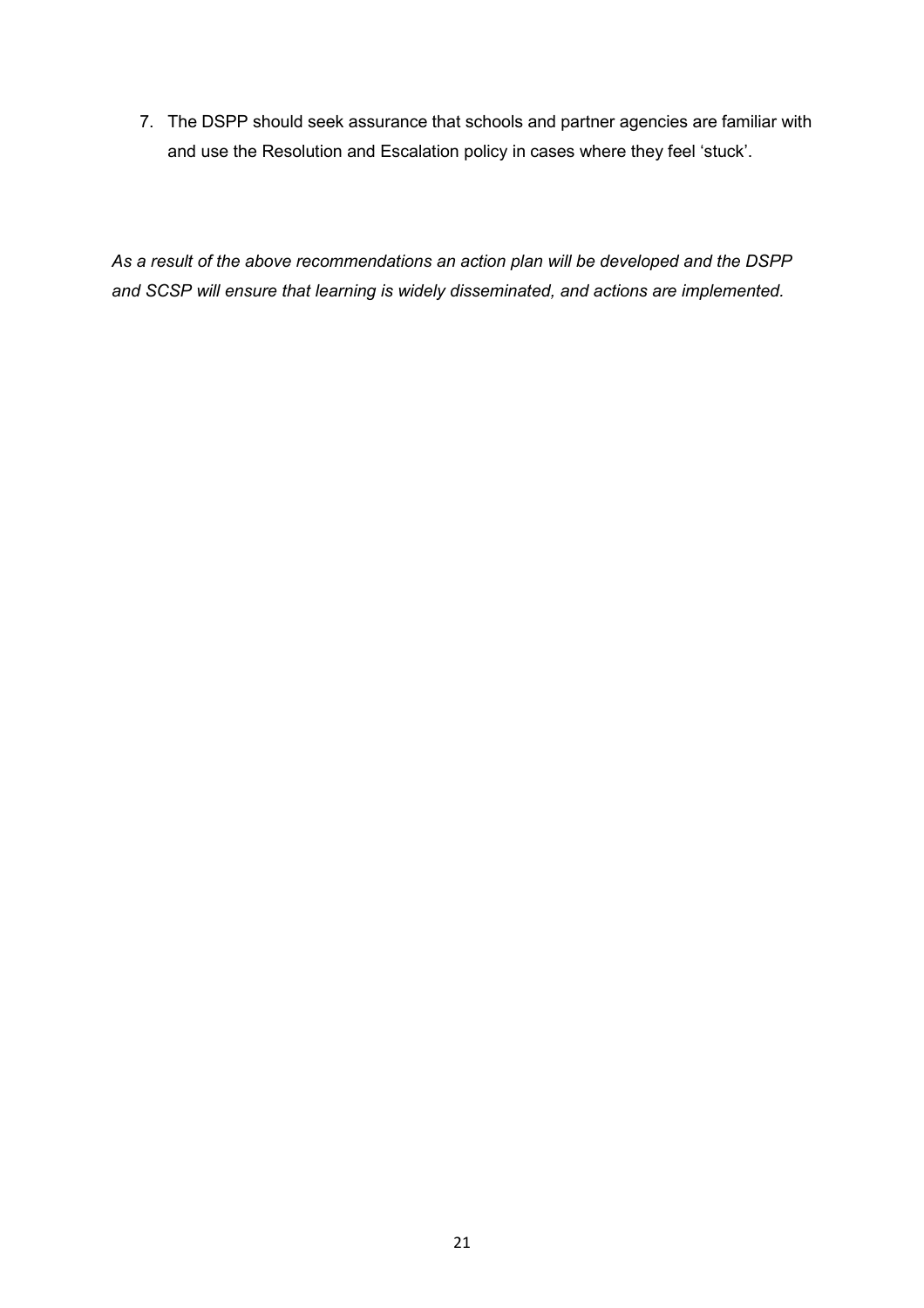7. The DSPP should seek assurance that schools and partner agencies are familiar with and use the Resolution and Escalation policy in cases where they feel 'stuck'.

*As a result of the above recommendations an action plan will be developed and the DSPP and SCSP will ensure that learning is widely disseminated, and actions are implemented.*